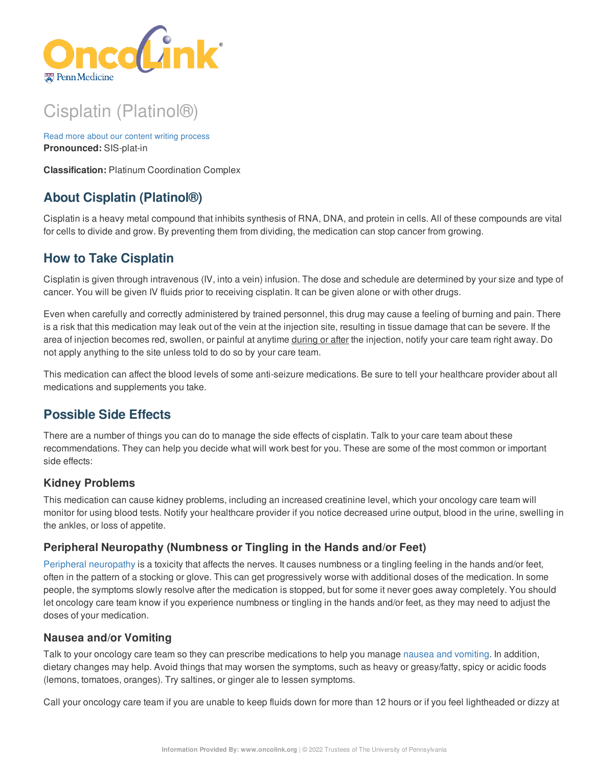# Cisplatin (Platinol®)

Read more about our content writing process

**Pronounced:** SIS-plat-in

**Classification:** Platinum Coordination Complex

## About Cisplatin (Platinol®)

Cisplatin is a heavy metal compound that inhibits synthesis of RNA, DNA, and protein in cells. All of these compounds are vital for cells to divide and grow. By preventing them from dividing, the medication can stop cancer from growing.

## How to Take Cisplatin

Cisplatin is given through intravenous (IV, into a vein) infusion. The dose and schedule are determined by your size and type of cancer. You will be given IV fluids prior to receiving cisplatin. It can be given alone or with other drugs.

Even when carefully and correctly administered by trained personnel, this drug may cause a feeling of burning and pain. There is a risk that this medication may leak out of the vein at the injection site, resulting in tissue damage that can be severe. If the area of injection becomes red, swollen, or painful at anytime during or after the injection, notify your care team right away. Do not apply anything to the site unless told to do so by your care team.

This medication can affect the blood levels of some anti-seizure medications. Be sure to tell your healthcare provider about all medications and supplements you take.

## Possible Side Effects

There are a number of things you can do to manage the side effects of cisplatin. Talk to your care team about these recommendations. They can help you decide what will work best for you. These are some of the most common or important side effects:

### Kidney Problems

This medication can cause kidney problems, including an increased creatinine level, which your oncology care team will monitor for using blood tests. Notify your healthcare provider if you notice decreased urine output, blood in the urine, swelling in the ankles, or loss of appetite.

### Peripheral Neuropathy (Numbness or Tingling in the Hands and/or Feet)

Peripheral neuropathy is a toxicity that affects the nerves. It causes numbness or a tingling feeling in the hands and/or feet, often in the pattern of a stocking or glove. This can get progressively worse with additional doses of the medication. In some people, the symptoms slowly resolve after the medication is stopped, but for some it never goes away completely. You should let oncology care team know if you experience numbness or tingling in the hands and/or feet, as they may need to adjust the doses of your medication.

### Nausea and/or Vomiting

Talk to your oncology care team so they can prescribe medications to help you manage nausea and vomiting. In addition, dietary changes may help. Avoid things that may worsen the symptoms, such as heavy or greasy/fatty, spicy or acidic foods (lemons, tomatoes, oranges). Try saltines, or ginger ale to lessen symptoms.

Call your oncology care team if you are unable to keep fluids down for more than 12 hours or if you feel lightheaded or dizzy at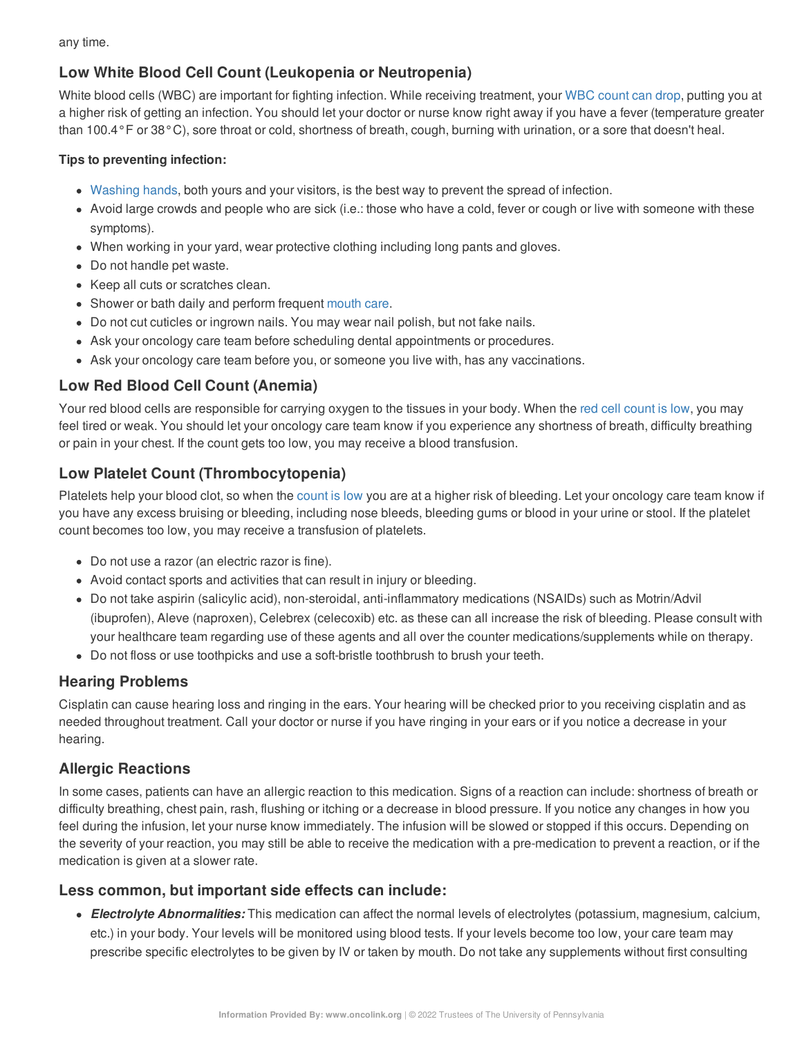any time.

## Low White Blood Cell Count (Leukopenia or Neutropenia)

White blood cells (WBC) are important for fighting infection. While receiving treatment, your WBC count can drop, putting you at a higher risk of getting an infection. You should let your doctor or nurse know right away if you have a fever (temperature greater than 100.4°F or 38°C), sore throat or cold, shortness of breath, cough, burning with urination, or a sore that doesn't heal.

**Tips to preventing infection:**

- Washing hands, both yours and your visitors, is the best way to prevent the spread of infection.
- Avoid large crowds and people who are sick (i.e.: those who have a cold, fever or cough or live with someone with these symptoms).
- When working in your yard, wear protective clothing including long pants and gloves.
- Do not handle pet waste.
- Keep all cuts or scratches clean.
- Shower or bath daily and perform frequent mouth care.
- Do not cut cuticles or ingrown nails. You may wear nail polish, but not fake nails.
- Ask your oncology care team before scheduling dental appointments or procedures.
- Ask your oncology care team before you, or someone you live with, has any vaccinations.

## Low Red Blood Cell Count (Anemia)

Your red blood cells are responsible for carrying oxygen to the tissues in your body. When the red cell count is low, you may feel tired or weak. You should let your oncology care team know if you experience any shortness of breath, difficulty breathing or pain in your chest. If the count gets too low, you may receive a blood transfusion.

## Low Platelet Count (Thrombocytopenia)

Platelets help your blood clot, so when the count is low you are at a higher risk of bleeding. Let your oncology care team know if you have any excess bruising or bleeding, including nose bleeds, bleeding gums or blood in your urine or stool. If the platelet count becomes too low, you may receive a transfusion of platelets.

- Do not use a razor (an electric razor is fine).
- Avoid contact sports and activities that can result in injury or bleeding.
- Do not take aspirin (salicylic acid), non-steroidal, anti-inflammatory medications (NSAIDs) such as Motrin/Advil (ibuprofen), Aleve (naproxen), Celebrex (celecoxib) etc. as these can all increase the risk of bleeding. Please consult with your healthcare team regarding use of these agents and all over the counter medications/supplements while on therapy.
- Do not floss or use toothpicks and use a soft-bristle toothbrush to brush your teeth.

## Hearing Problems

Cisplatin can cause hearing loss and ringing in the ears. Your hearing will be checked prior to you receiving cisplatin and as needed throughout treatment. Call your doctor or nurse if you have ringing in your ears or if you notice a decrease in your hearing.

## Allergic Reactions

In some cases, patients can have an allergic reaction to this medication. Signs of a reaction can include: shortness of breath or difficulty breathing, chest pain, rash, flushing or itching or a decrease in blood pressure. If you notice any changes in how you feel during the infusion, let your nurse know immediately. The infusion will be slowed or stopped if this occurs. Depending on the severity of your reaction, you may still be able to receive the medication with a pre-medication to prevent a reaction, or if the medication is given at a slower rate.

## Less common, but important side effects can include:

- ***Electrolyte Abnormalities:*** This medication can affect the normal levels of electrolytes (potassium, magnesium, calcium, etc.) in your body. Your levels will be monitored using blood tests. If your levels become too low, your care team may prescribe specific electrolytes to be given by IV or taken by mouth. Do not take any supplements without first consulting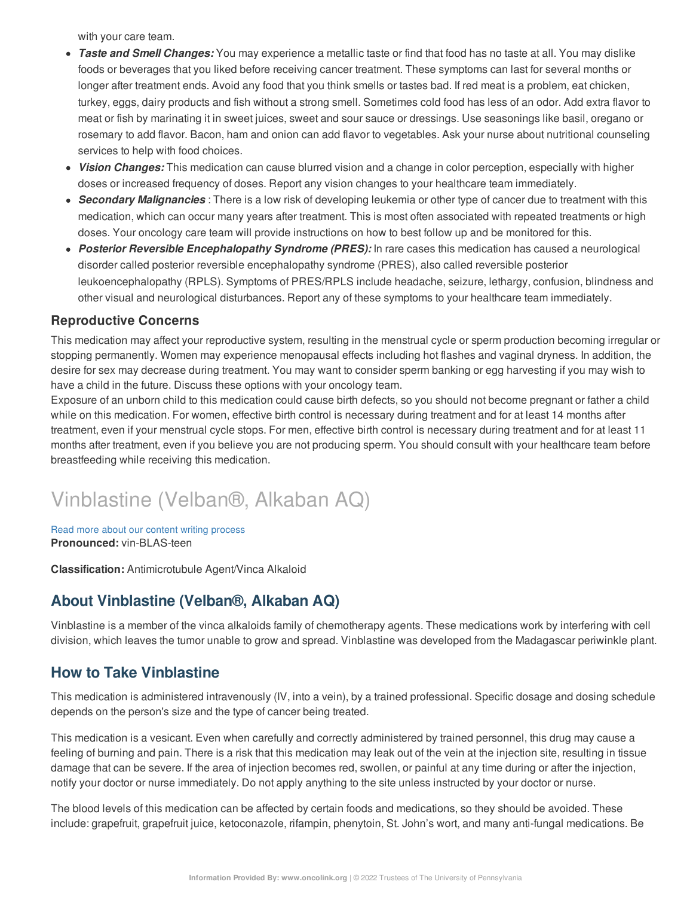with your care team.

- ***Taste and Smell Changes:*** You may experience a metallic taste or find that food has no taste at all. You may dislike foods or beverages that you liked before receiving cancer treatment. These symptoms can last for several months or longer after treatment ends. Avoid any food that you think smells or tastes bad. If red meat is a problem, eat chicken, turkey, eggs, dairy products and fish without a strong smell. Sometimes cold food has less of an odor. Add extra flavor to meat or fish by marinating it in sweet juices, sweet and sour sauce or dressings. Use seasonings like basil, oregano or rosemary to add flavor. Bacon, ham and onion can add flavor to vegetables. Ask your nurse about nutritional counseling services to help with food choices.
- ***Vision Changes:*** This medication can cause blurred vision and a change in color perception, especially with higher doses or increased frequency of doses. Report any vision changes to your healthcare team immediately.
- ***Secondary Malignancies*** : There is a low risk of developing leukemia or other type of cancer due to treatment with this medication, which can occur many years after treatment. This is most often associated with repeated treatments or high doses. Your oncology care team will provide instructions on how to best follow up and be monitored for this.
- ***Posterior Reversible Encephalopathy Syndrome (PRES):*** In rare cases this medication has caused a neurological disorder called posterior reversible encephalopathy syndrome (PRES), also called reversible posterior leukoencephalopathy (RPLS). Symptoms of PRES/RPLS include headache, seizure, lethargy, confusion, blindness and other visual and neurological disturbances. Report any of these symptoms to your healthcare team immediately.

### Reproductive Concerns

This medication may affect your reproductive system, resulting in the menstrual cycle or sperm production becoming irregular or stopping permanently. Women may experience menopausal effects including hot flashes and vaginal dryness. In addition, the desire for sex may decrease during treatment. You may want to consider sperm banking or egg harvesting if you may wish to have a child in the future. Discuss these options with your oncology team.
Exposure of an unborn child to this medication could cause birth defects, so you should not become pregnant or father a child while on this medication. For women, effective birth control is necessary during treatment and for at least 14 months after treatment, even if your menstrual cycle stops. For men, effective birth control is necessary during treatment and for at least 11 months after treatment, even if you believe you are not producing sperm. You should consult with your healthcare team before breastfeeding while receiving this medication.

# Vinblastine (Velban®, Alkaban AQ)

Read more about our content writing process
**Pronounced:** vin-BLAS-teen

**Classification:** Antimicrotubule Agent/Vinca Alkaloid

## About Vinblastine (Velban®, Alkaban AQ)

Vinblastine is a member of the vinca alkaloids family of chemotherapy agents. These medications work by interfering with cell division, which leaves the tumor unable to grow and spread. Vinblastine was developed from the Madagascar periwinkle plant.

## How to Take Vinblastine

This medication is administered intravenously (IV, into a vein), by a trained professional. Specific dosage and dosing schedule depends on the person's size and the type of cancer being treated.

This medication is a vesicant. Even when carefully and correctly administered by trained personnel, this drug may cause a feeling of burning and pain. There is a risk that this medication may leak out of the vein at the injection site, resulting in tissue damage that can be severe. If the area of injection becomes red, swollen, or painful at any time during or after the injection, notify your doctor or nurse immediately. Do not apply anything to the site unless instructed by your doctor or nurse.

The blood levels of this medication can be affected by certain foods and medications, so they should be avoided. These include: grapefruit, grapefruit juice, ketoconazole, rifampin, phenytoin, St. John's wort, and many anti-fungal medications. Be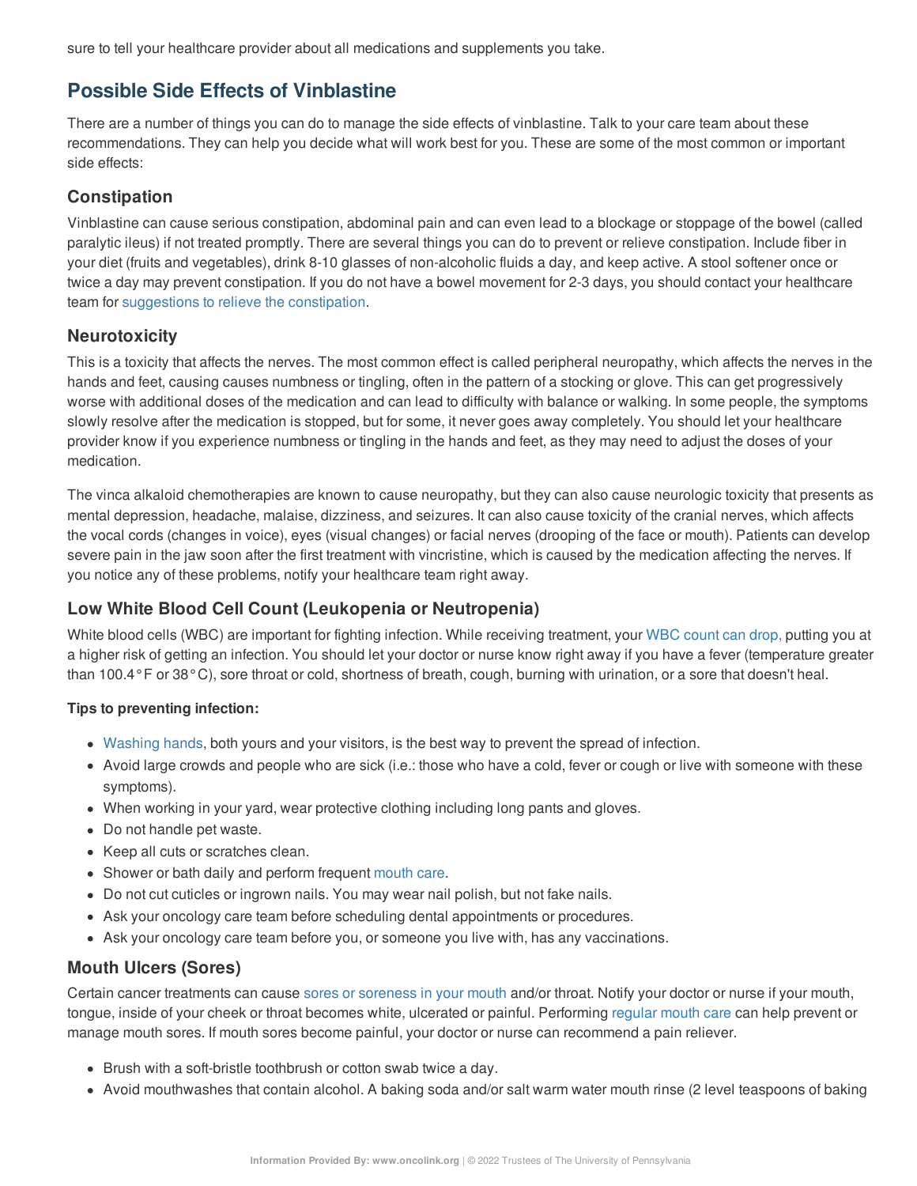sure to tell your healthcare provider about all medications and supplements you take.

## Possible Side Effects of Vinblastine

There are a number of things you can do to manage the side effects of vinblastine. Talk to your care team about these recommendations. They can help you decide what will work best for you. These are some of the most common or important side effects:

### Constipation

Vinblastine can cause serious constipation, abdominal pain and can even lead to a blockage or stoppage of the bowel (called paralytic ileus) if not treated promptly. There are several things you can do to prevent or relieve constipation. Include fiber in your diet (fruits and vegetables), drink 8-10 glasses of non-alcoholic fluids a day, and keep active. A stool softener once or twice a day may prevent constipation. If you do not have a bowel movement for 2-3 days, you should contact your healthcare team for suggestions to relieve the constipation.

### Neurotoxicity

This is a toxicity that affects the nerves. The most common effect is called peripheral neuropathy, which affects the nerves in the hands and feet, causing causes numbness or tingling, often in the pattern of a stocking or glove. This can get progressively worse with additional doses of the medication and can lead to difficulty with balance or walking. In some people, the symptoms slowly resolve after the medication is stopped, but for some, it never goes away completely. You should let your healthcare provider know if you experience numbness or tingling in the hands and feet, as they may need to adjust the doses of your medication.

The vinca alkaloid chemotherapies are known to cause neuropathy, but they can also cause neurologic toxicity that presents as mental depression, headache, malaise, dizziness, and seizures. It can also cause toxicity of the cranial nerves, which affects the vocal cords (changes in voice), eyes (visual changes) or facial nerves (drooping of the face or mouth). Patients can develop severe pain in the jaw soon after the first treatment with vincristine, which is caused by the medication affecting the nerves. If you notice any of these problems, notify your healthcare team right away.

### Low White Blood Cell Count (Leukopenia or Neutropenia)

White blood cells (WBC) are important for fighting infection. While receiving treatment, your WBC count can drop, putting you at a higher risk of getting an infection. You should let your doctor or nurse know right away if you have a fever (temperature greater than 100.4°F or 38°C), sore throat or cold, shortness of breath, cough, burning with urination, or a sore that doesn't heal.

**Tips to preventing infection:**

- Washing hands, both yours and your visitors, is the best way to prevent the spread of infection.
- Avoid large crowds and people who are sick (i.e.: those who have a cold, fever or cough or live with someone with these symptoms).
- When working in your yard, wear protective clothing including long pants and gloves.
- Do not handle pet waste.
- Keep all cuts or scratches clean.
- Shower or bath daily and perform frequent mouth care.
- Do not cut cuticles or ingrown nails. You may wear nail polish, but not fake nails.
- Ask your oncology care team before scheduling dental appointments or procedures.
- Ask your oncology care team before you, or someone you live with, has any vaccinations.

### Mouth Ulcers (Sores)

Certain cancer treatments can cause sores or soreness in your mouth and/or throat. Notify your doctor or nurse if your mouth, tongue, inside of your cheek or throat becomes white, ulcerated or painful. Performing regular mouth care can help prevent or manage mouth sores. If mouth sores become painful, your doctor or nurse can recommend a pain reliever.

- Brush with a soft-bristle toothbrush or cotton swab twice a day.
- Avoid mouthwashes that contain alcohol. A baking soda and/or salt warm water mouth rinse (2 level teaspoons of baking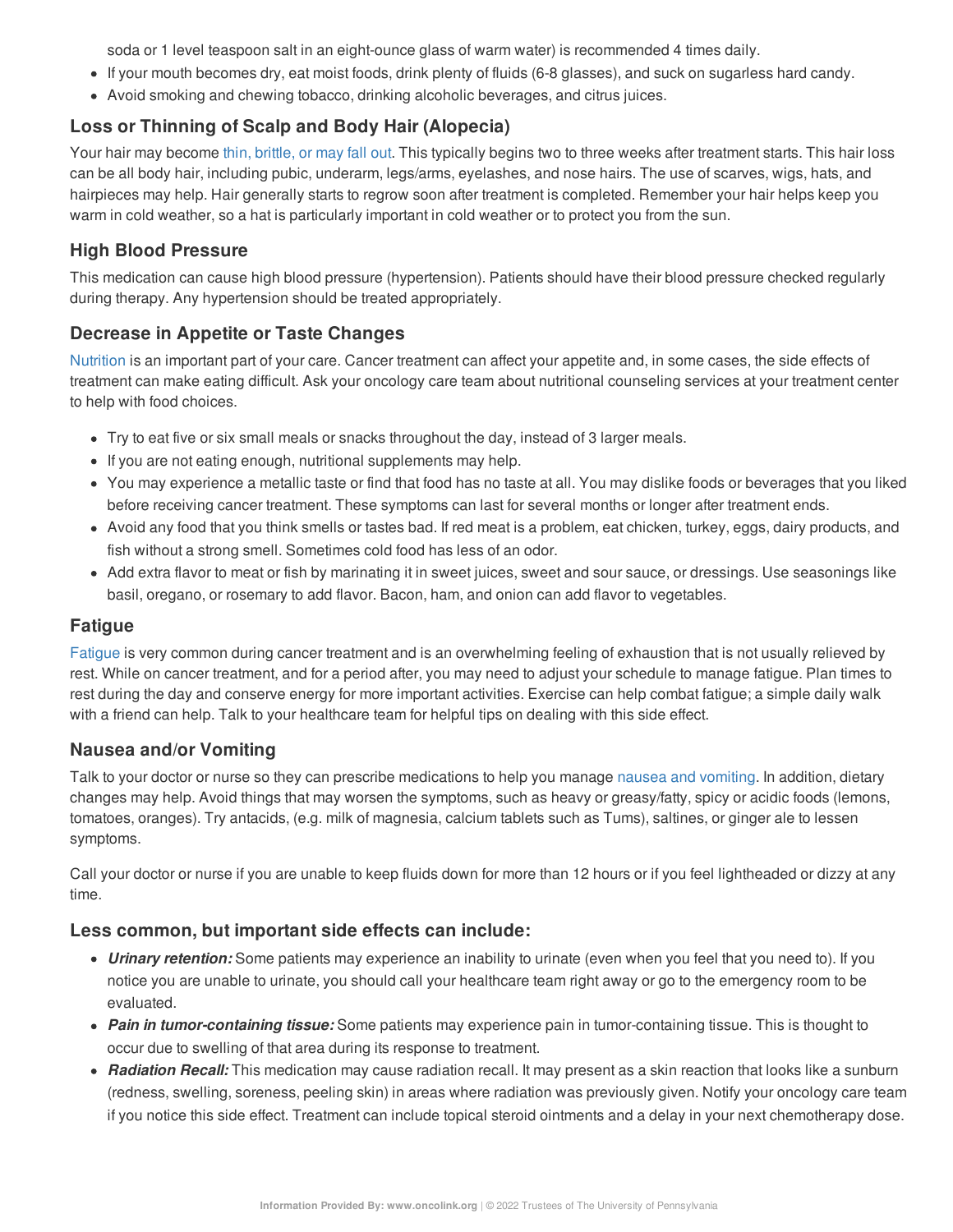soda or 1 level teaspoon salt in an eight-ounce glass of warm water) is recommended 4 times daily.

- If your mouth becomes dry, eat moist foods, drink plenty of fluids (6-8 glasses), and suck on sugarless hard candy.
- Avoid smoking and chewing tobacco, drinking alcoholic beverages, and citrus juices.

## Loss or Thinning of Scalp and Body Hair (Alopecia)

Your hair may become thin, brittle, or may fall out. This typically begins two to three weeks after treatment starts. This hair loss can be all body hair, including pubic, underarm, legs/arms, eyelashes, and nose hairs. The use of scarves, wigs, hats, and hairpieces may help. Hair generally starts to regrow soon after treatment is completed. Remember your hair helps keep you warm in cold weather, so a hat is particularly important in cold weather or to protect you from the sun.

## High Blood Pressure

This medication can cause high blood pressure (hypertension). Patients should have their blood pressure checked regularly during therapy. Any hypertension should be treated appropriately.

## Decrease in Appetite or Taste Changes

Nutrition is an important part of your care. Cancer treatment can affect your appetite and, in some cases, the side effects of treatment can make eating difficult. Ask your oncology care team about nutritional counseling services at your treatment center to help with food choices.

- Try to eat five or six small meals or snacks throughout the day, instead of 3 larger meals.
- If you are not eating enough, nutritional supplements may help.
- You may experience a metallic taste or find that food has no taste at all. You may dislike foods or beverages that you liked before receiving cancer treatment. These symptoms can last for several months or longer after treatment ends.
- Avoid any food that you think smells or tastes bad. If red meat is a problem, eat chicken, turkey, eggs, dairy products, and fish without a strong smell. Sometimes cold food has less of an odor.
- Add extra flavor to meat or fish by marinating it in sweet juices, sweet and sour sauce, or dressings. Use seasonings like basil, oregano, or rosemary to add flavor. Bacon, ham, and onion can add flavor to vegetables.

## Fatigue

Fatigue is very common during cancer treatment and is an overwhelming feeling of exhaustion that is not usually relieved by rest. While on cancer treatment, and for a period after, you may need to adjust your schedule to manage fatigue. Plan times to rest during the day and conserve energy for more important activities. Exercise can help combat fatigue; a simple daily walk with a friend can help. Talk to your healthcare team for helpful tips on dealing with this side effect.

## Nausea and/or Vomiting

Talk to your doctor or nurse so they can prescribe medications to help you manage nausea and vomiting. In addition, dietary changes may help. Avoid things that may worsen the symptoms, such as heavy or greasy/fatty, spicy or acidic foods (lemons, tomatoes, oranges). Try antacids, (e.g. milk of magnesia, calcium tablets such as Tums), saltines, or ginger ale to lessen symptoms.

Call your doctor or nurse if you are unable to keep fluids down for more than 12 hours or if you feel lightheaded or dizzy at any time.

## Less common, but important side effects can include:

- ***Urinary retention:*** Some patients may experience an inability to urinate (even when you feel that you need to). If you notice you are unable to urinate, you should call your healthcare team right away or go to the emergency room to be evaluated.
- ***Pain in tumor-containing tissue:*** Some patients may experience pain in tumor-containing tissue. This is thought to occur due to swelling of that area during its response to treatment.
- ***Radiation Recall:*** This medication may cause radiation recall. It may present as a skin reaction that looks like a sunburn (redness, swelling, soreness, peeling skin) in areas where radiation was previously given. Notify your oncology care team if you notice this side effect. Treatment can include topical steroid ointments and a delay in your next chemotherapy dose.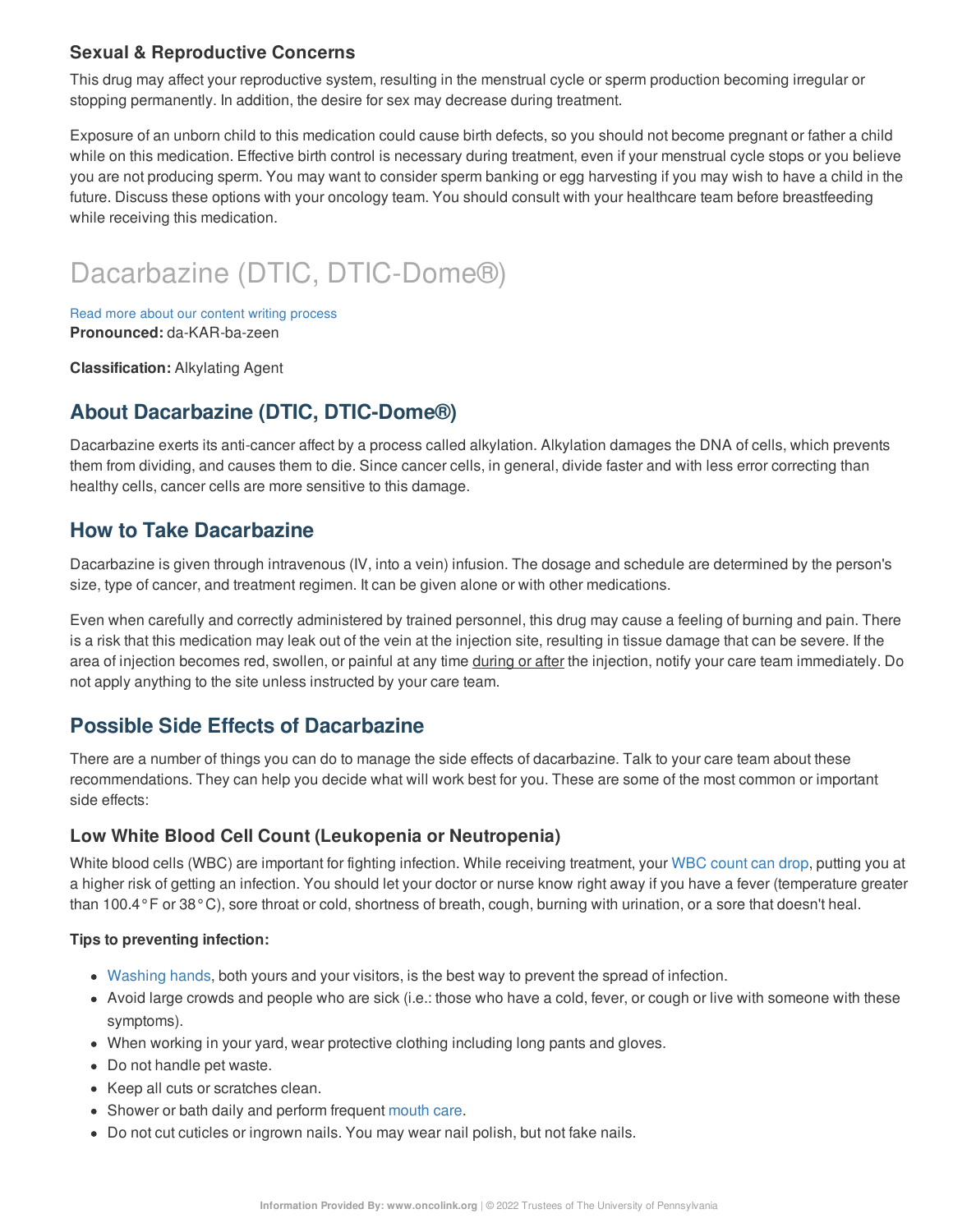### Sexual & Reproductive Concerns

This drug may affect your reproductive system, resulting in the menstrual cycle or sperm production becoming irregular or stopping permanently. In addition, the desire for sex may decrease during treatment.

Exposure of an unborn child to this medication could cause birth defects, so you should not become pregnant or father a child while on this medication. Effective birth control is necessary during treatment, even if your menstrual cycle stops or you believe you are not producing sperm. You may want to consider sperm banking or egg harvesting if you may wish to have a child in the future. Discuss these options with your oncology team. You should consult with your healthcare team before breastfeeding while receiving this medication.

# Dacarbazine (DTIC, DTIC-Dome®)

Read more about our content writing process

**Pronounced:** da-KAR-ba-zeen

**Classification:** Alkylating Agent

## About Dacarbazine (DTIC, DTIC-Dome®)

Dacarbazine exerts its anti-cancer affect by a process called alkylation. Alkylation damages the DNA of cells, which prevents them from dividing, and causes them to die. Since cancer cells, in general, divide faster and with less error correcting than healthy cells, cancer cells are more sensitive to this damage.

## How to Take Dacarbazine

Dacarbazine is given through intravenous (IV, into a vein) infusion. The dosage and schedule are determined by the person's size, type of cancer, and treatment regimen. It can be given alone or with other medications.

Even when carefully and correctly administered by trained personnel, this drug may cause a feeling of burning and pain. There is a risk that this medication may leak out of the vein at the injection site, resulting in tissue damage that can be severe. If the area of injection becomes red, swollen, or painful at any time during or after the injection, notify your care team immediately. Do not apply anything to the site unless instructed by your care team.

## Possible Side Effects of Dacarbazine

There are a number of things you can do to manage the side effects of dacarbazine. Talk to your care team about these recommendations. They can help you decide what will work best for you. These are some of the most common or important side effects:

### Low White Blood Cell Count (Leukopenia or Neutropenia)

White blood cells (WBC) are important for fighting infection. While receiving treatment, your WBC count can drop, putting you at a higher risk of getting an infection. You should let your doctor or nurse know right away if you have a fever (temperature greater than 100.4°F or 38°C), sore throat or cold, shortness of breath, cough, burning with urination, or a sore that doesn't heal.

**Tips to preventing infection:**

- Washing hands, both yours and your visitors, is the best way to prevent the spread of infection.
- Avoid large crowds and people who are sick (i.e.: those who have a cold, fever, or cough or live with someone with these symptoms).
- When working in your yard, wear protective clothing including long pants and gloves.
- Do not handle pet waste.
- Keep all cuts or scratches clean.
- Shower or bath daily and perform frequent mouth care.
- Do not cut cuticles or ingrown nails. You may wear nail polish, but not fake nails.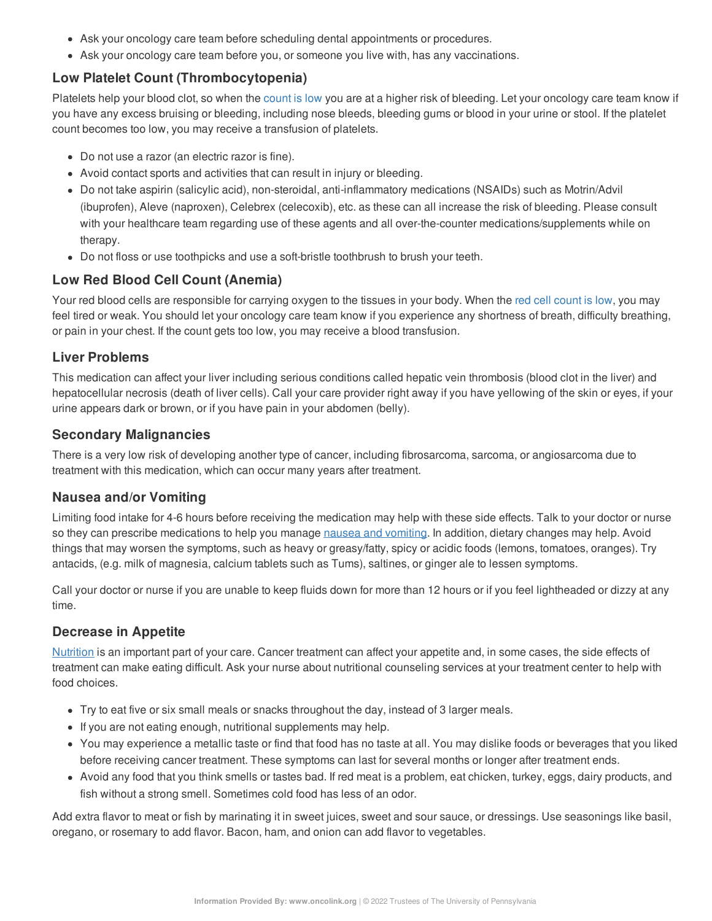- Ask your oncology care team before scheduling dental appointments or procedures.
- Ask your oncology care team before you, or someone you live with, has any vaccinations.

## Low Platelet Count (Thrombocytopenia)

Platelets help your blood clot, so when the count is low you are at a higher risk of bleeding. Let your oncology care team know if you have any excess bruising or bleeding, including nose bleeds, bleeding gums or blood in your urine or stool. If the platelet count becomes too low, you may receive a transfusion of platelets.

- Do not use a razor (an electric razor is fine).
- Avoid contact sports and activities that can result in injury or bleeding.
- Do not take aspirin (salicylic acid), non-steroidal, anti-inflammatory medications (NSAIDs) such as Motrin/Advil (ibuprofen), Aleve (naproxen), Celebrex (celecoxib), etc. as these can all increase the risk of bleeding. Please consult with your healthcare team regarding use of these agents and all over-the-counter medications/supplements while on therapy.
- Do not floss or use toothpicks and use a soft-bristle toothbrush to brush your teeth.

## Low Red Blood Cell Count (Anemia)

Your red blood cells are responsible for carrying oxygen to the tissues in your body. When the red cell count is low, you may feel tired or weak. You should let your oncology care team know if you experience any shortness of breath, difficulty breathing, or pain in your chest. If the count gets too low, you may receive a blood transfusion.

## Liver Problems

This medication can affect your liver including serious conditions called hepatic vein thrombosis (blood clot in the liver) and hepatocellular necrosis (death of liver cells). Call your care provider right away if you have yellowing of the skin or eyes, if your urine appears dark or brown, or if you have pain in your abdomen (belly).

## Secondary Malignancies

There is a very low risk of developing another type of cancer, including fibrosarcoma, sarcoma, or angiosarcoma due to treatment with this medication, which can occur many years after treatment.

## Nausea and/or Vomiting

Limiting food intake for 4-6 hours before receiving the medication may help with these side effects. Talk to your doctor or nurse so they can prescribe medications to help you manage nausea and vomiting. In addition, dietary changes may help. Avoid things that may worsen the symptoms, such as heavy or greasy/fatty, spicy or acidic foods (lemons, tomatoes, oranges). Try antacids, (e.g. milk of magnesia, calcium tablets such as Tums), saltines, or ginger ale to lessen symptoms.

Call your doctor or nurse if you are unable to keep fluids down for more than 12 hours or if you feel lightheaded or dizzy at any time.

## Decrease in Appetite

Nutrition is an important part of your care. Cancer treatment can affect your appetite and, in some cases, the side effects of treatment can make eating difficult. Ask your nurse about nutritional counseling services at your treatment center to help with food choices.

- Try to eat five or six small meals or snacks throughout the day, instead of 3 larger meals.
- If you are not eating enough, nutritional supplements may help.
- You may experience a metallic taste or find that food has no taste at all. You may dislike foods or beverages that you liked before receiving cancer treatment. These symptoms can last for several months or longer after treatment ends.
- Avoid any food that you think smells or tastes bad. If red meat is a problem, eat chicken, turkey, eggs, dairy products, and fish without a strong smell. Sometimes cold food has less of an odor.

Add extra flavor to meat or fish by marinating it in sweet juices, sweet and sour sauce, or dressings. Use seasonings like basil, oregano, or rosemary to add flavor. Bacon, ham, and onion can add flavor to vegetables.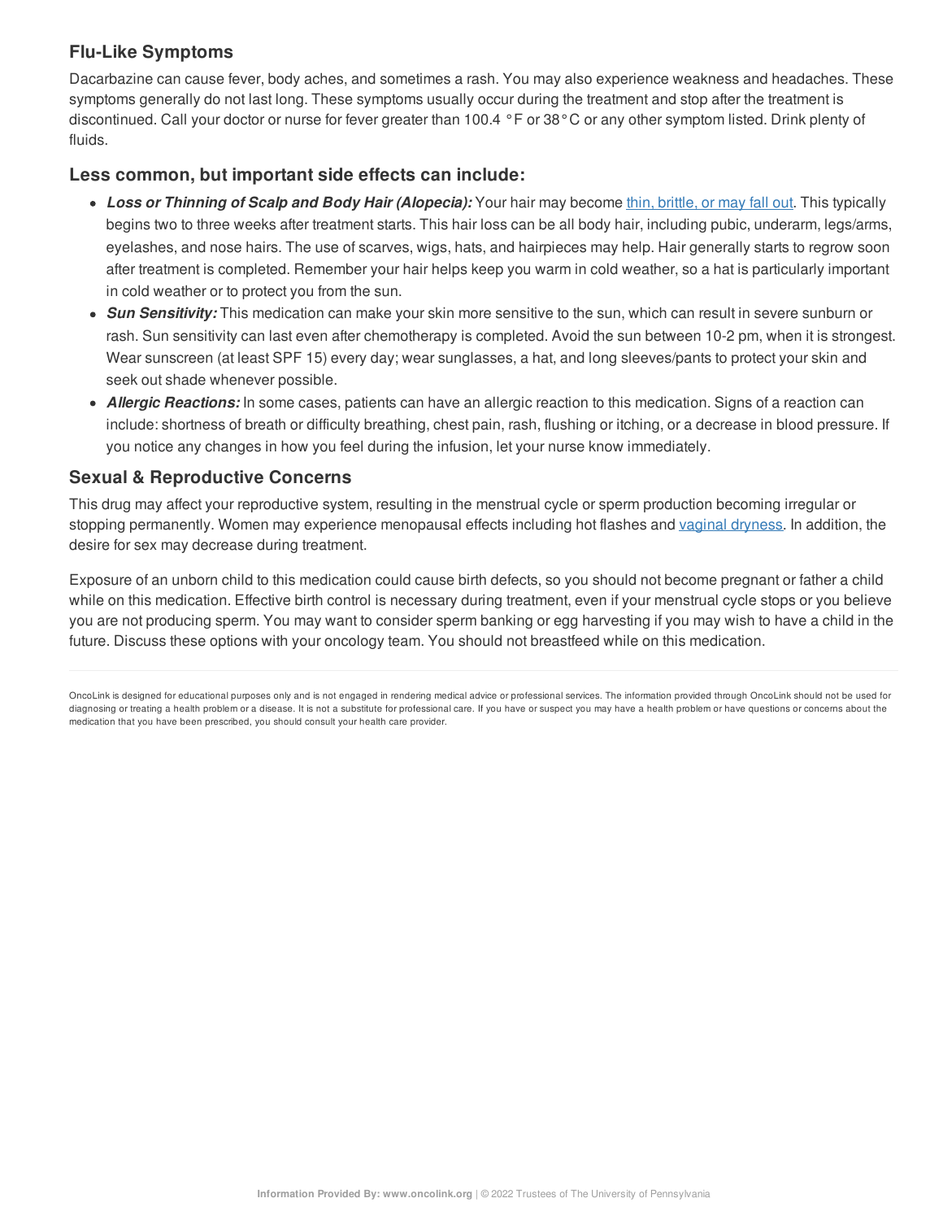## Flu-Like Symptoms

Dacarbazine can cause fever, body aches, and sometimes a rash. You may also experience weakness and headaches. These symptoms generally do not last long. These symptoms usually occur during the treatment and stop after the treatment is discontinued. Call your doctor or nurse for fever greater than 100.4 °F or 38°C or any other symptom listed. Drink plenty of fluids.

## Less common, but important side effects can include:

- ***Loss or Thinning of Scalp and Body Hair (Alopecia):*** Your hair may become thin, brittle, or may fall out. This typically begins two to three weeks after treatment starts. This hair loss can be all body hair, including pubic, underarm, legs/arms, eyelashes, and nose hairs. The use of scarves, wigs, hats, and hairpieces may help. Hair generally starts to regrow soon after treatment is completed. Remember your hair helps keep you warm in cold weather, so a hat is particularly important in cold weather or to protect you from the sun.
- ***Sun Sensitivity:*** This medication can make your skin more sensitive to the sun, which can result in severe sunburn or rash. Sun sensitivity can last even after chemotherapy is completed. Avoid the sun between 10-2 pm, when it is strongest. Wear sunscreen (at least SPF 15) every day; wear sunglasses, a hat, and long sleeves/pants to protect your skin and seek out shade whenever possible.
- ***Allergic Reactions:*** In some cases, patients can have an allergic reaction to this medication. Signs of a reaction can include: shortness of breath or difficulty breathing, chest pain, rash, flushing or itching, or a decrease in blood pressure. If you notice any changes in how you feel during the infusion, let your nurse know immediately.

## Sexual & Reproductive Concerns

This drug may affect your reproductive system, resulting in the menstrual cycle or sperm production becoming irregular or stopping permanently. Women may experience menopausal effects including hot flashes and vaginal dryness. In addition, the desire for sex may decrease during treatment.

Exposure of an unborn child to this medication could cause birth defects, so you should not become pregnant or father a child while on this medication. Effective birth control is necessary during treatment, even if your menstrual cycle stops or you believe you are not producing sperm. You may want to consider sperm banking or egg harvesting if you may wish to have a child in the future. Discuss these options with your oncology team. You should not breastfeed while on this medication.

---

OncoLink is designed for educational purposes only and is not engaged in rendering medical advice or professional services. The information provided through OncoLink should not be used for diagnosing or treating a health problem or a disease. It is not a substitute for professional care. If you have or suspect you may have a health problem or have questions or concerns about the medication that you have been prescribed, you should consult your health care provider.